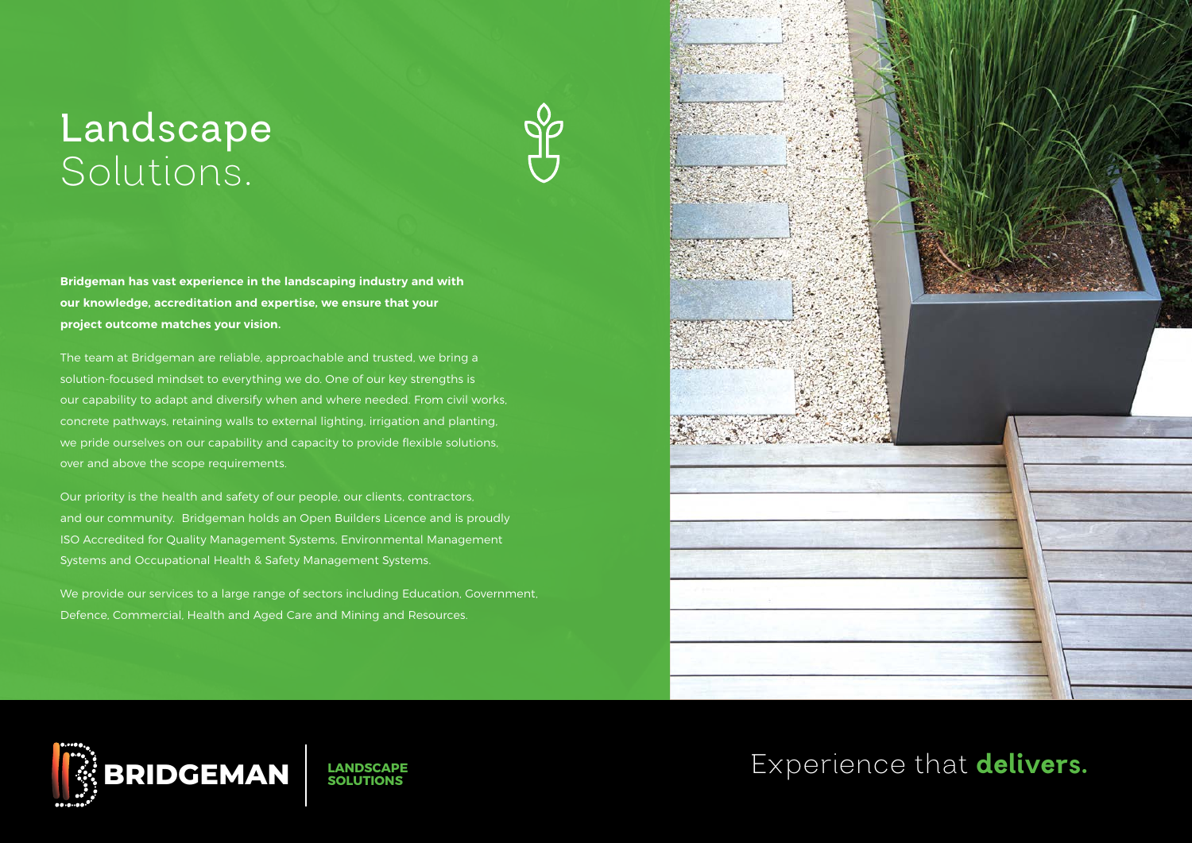# Landscape Solutions.

**Bridgeman has vast experience in the landscaping industry and with our knowledge, accreditation and expertise, we ensure that your project outcome matches your vision.**

The team at Bridgeman are reliable, approachable and trusted, we bring a solution-focused mindset to everything we do. One of our key strengths is our capability to adapt and diversify when and where needed. From civil works, concrete pathways, retaining walls to external lighting, irrigation and planting, we pride ourselves on our capability and capacity to provide flexible solutions, over and above the scope requirements.

Our priority is the health and safety of our people, our clients, contractors, and our community. Bridgeman holds an Open Builders Licence and is proudly ISO Accredited for Quality Management Systems, Environmental Management Systems and Occupational Health & Safety Management Systems.

We provide our services to a large range of sectors including Education, Government, Defence, Commercial, Health and Aged Care and Mining and Resources.

**BRIDGEMAN** | **LANDSCAPE SOLUTIONS**

Experience that **delivers.**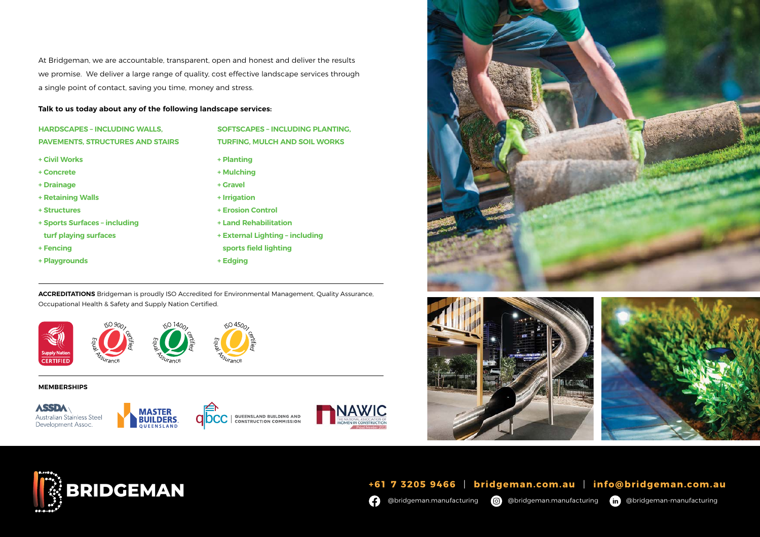At Bridgeman, we are accountable, transparent, open and honest and deliver the results we promise. We deliver a large range of quality, cost effective landscape services through a single point of contact, saving you time, money and stress.

**Talk to us today about any of the following landscape services:**

### HARDSCAPES – INCLUDING WALLS, PAVEMENTS, STRUCTURES AND STAIRS

+ Civil Works
+ Concrete
+ Drainage
+ Retaining Walls
+ Structures
+ Sports Surfaces – including turf playing surfaces
+ Fencing
+ Playgrounds

### SOFTSCAPES – INCLUDING PLANTING, TURFING, MULCH AND SOIL WORKS

+ Planting
+ Mulching
+ Gravel
+ Irrigation
+ Erosion Control
+ Land Rehabilitation
+ External Lighting – including sports field lighting
+ Edging

**ACCREDITATIONS** Bridgeman is proudly ISO Accredited for Environmental Management, Quality Assurance, Occupational Health & Safety and Supply Nation Certified.

Supply Nation CERTIFIED

ISO 9001 certified Equal Assurance

ISO 14001 certified Equal Assurance

ISO 45001 certified Equal Assurance

**MEMBERSHIPS**

ASSDA Australian Stainless Steel Development Assoc.

MASTER BUILDERS QUEENSLAND

qbcc QUEENSLAND BUILDING AND CONSTRUCTION COMMISSION

NAWIC THE NATIONAL ASSOCIATION OF WOMEN IN CONSTRUCTION Proud Member 2022

**BRIDGEMAN**

**+61 7 3205 9466 | bridgeman.com.au | info@bridgeman.com.au**

@bridgeman.manufacturing | @bridgeman.manufacturing | @bridgeman-manufacturing